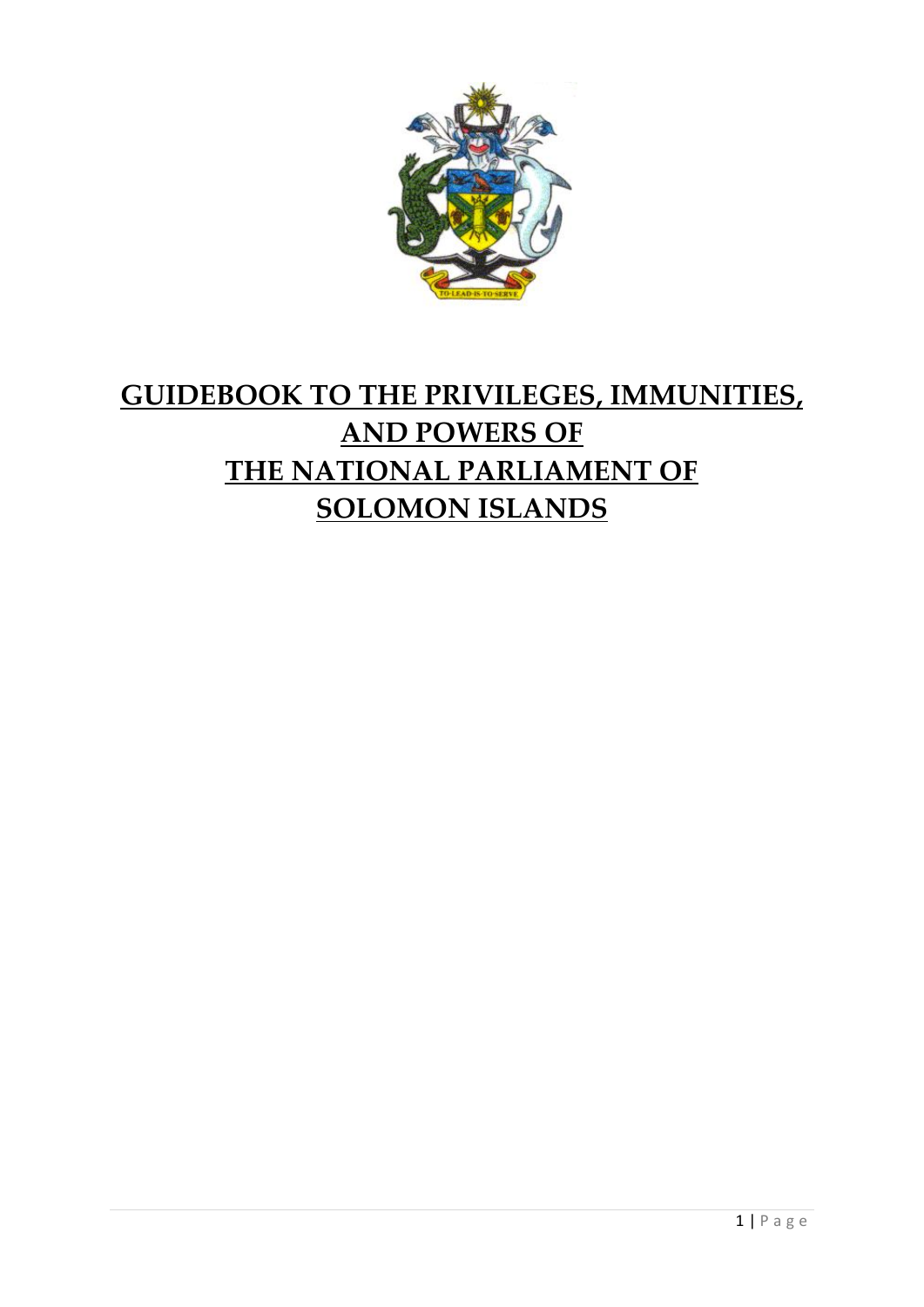# GUIDEBOOK TO THE PRIVILEGES, IMMUNITIES, AND POWERS OF THE NATIONAL PARLIAMENT OF SOLOMON ISLANDS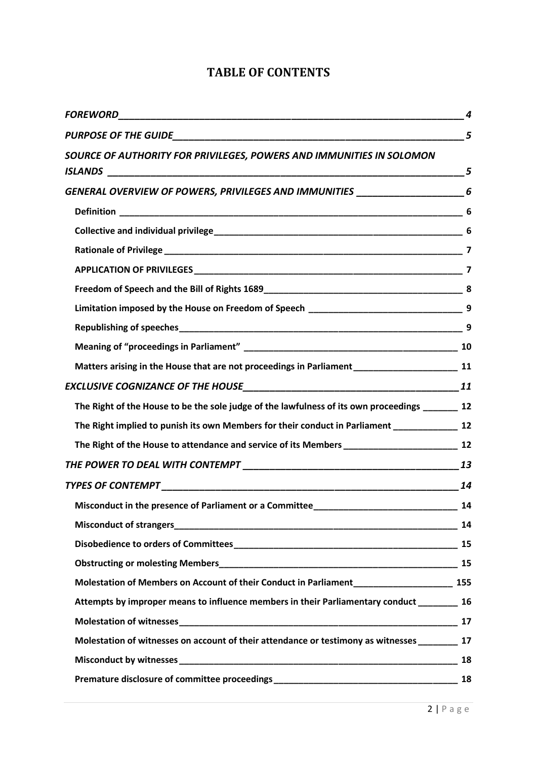# TABLE OF CONTENTS

*FOREWORD* — 4

*PURPOSE OF THE GUIDE* — 5

*SOURCE OF AUTHORITY FOR PRIVILEGES, POWERS AND IMMUNITIES IN SOLOMON ISLANDS* — 5

*GENERAL OVERVIEW OF POWERS, PRIVILEGES AND IMMUNITIES* — 6

- **Definition** — 6
- **Collective and individual privilege** — 6
- **Rationale of Privilege** — 7
- **APPLICATION OF PRIVILEGES** — 7
- **Freedom of Speech and the Bill of Rights 1689** — 8
- **Limitation imposed by the House on Freedom of Speech** — 9
- **Republishing of speeches** — 9
- **Meaning of "proceedings in Parliament"** — 10
- **Matters arising in the House that are not proceedings in Parliament** — 11

*EXCLUSIVE COGNIZANCE OF THE HOUSE* — 11

- **The Right of the House to be the sole judge of the lawfulness of its own proceedings** — 12
- **The Right implied to punish its own Members for their conduct in Parliament** — 12
- **The Right of the House to attendance and service of its Members** — 12

*THE POWER TO DEAL WITH CONTEMPT* — 13

*TYPES OF CONTEMPT* — 14

- **Misconduct in the presence of Parliament or a Committee** — 14
- **Misconduct of strangers** — 14
- **Disobedience to orders of Committees** — 15
- **Obstructing or molesting Members** — 15
- **Molestation of Members on Account of their Conduct in Parliament** — 155
- **Attempts by improper means to influence members in their Parliamentary conduct** — 16
- **Molestation of witnesses** — 17
- **Molestation of witnesses on account of their attendance or testimony as witnesses** — 17
- **Misconduct by witnesses** — 18
- **Premature disclosure of committee proceedings** — 18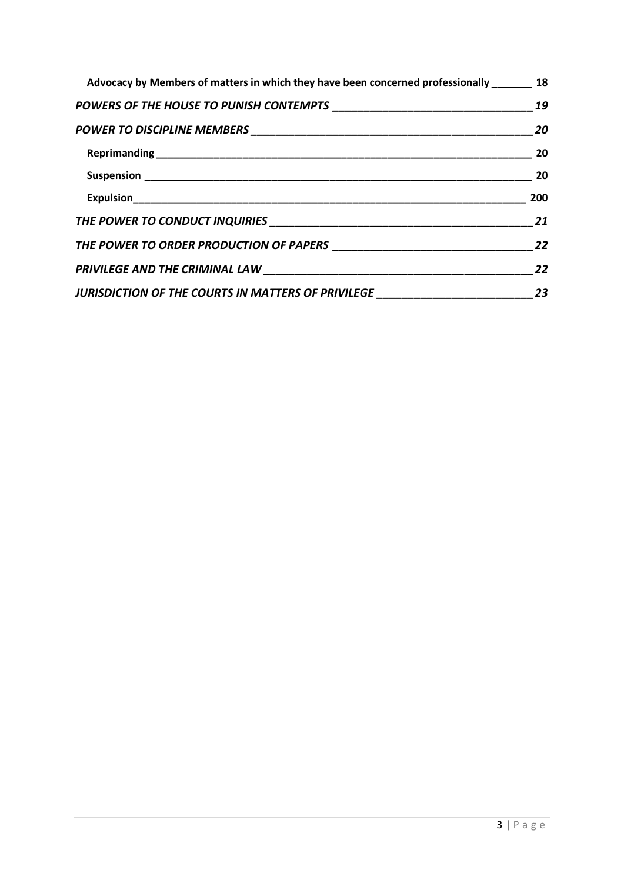**Advocacy by Members of matters in which they have been concerned professionally _______ 18**

***POWERS OF THE HOUSE TO PUNISH CONTEMPTS _________________________________ 19***

***POWER TO DISCIPLINE MEMBERS ______________________________________________ 20***

**Reprimanding _____________________________________________________________ 20**

**Suspension ______________________________________________________________ 20**

**Expulsion_______________________________________________________________ 200**

***THE POWER TO CONDUCT INQUIRIES ___________________________________________ 21***

***THE POWER TO ORDER PRODUCTION OF PAPERS _________________________________ 22***

***PRIVILEGE AND THE CRIMINAL LAW _____________________________________________ 22***

***JURISDICTION OF THE COURTS IN MATTERS OF PRIVILEGE __________________________ 23***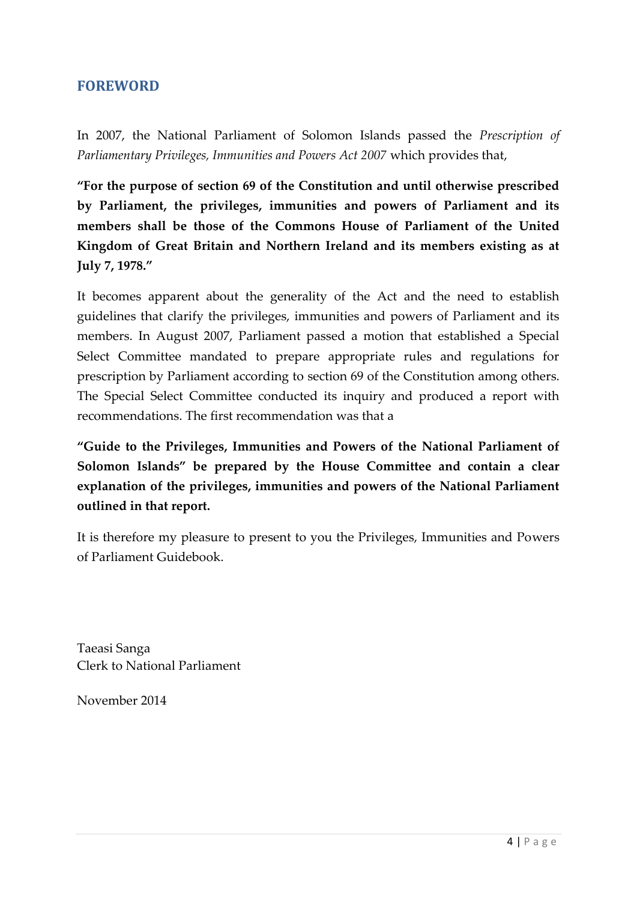## FOREWORD

In 2007, the National Parliament of Solomon Islands passed the *Prescription of Parliamentary Privileges, Immunities and Powers Act 2007* which provides that,

**"For the purpose of section 69 of the Constitution and until otherwise prescribed by Parliament, the privileges, immunities and powers of Parliament and its members shall be those of the Commons House of Parliament of the United Kingdom of Great Britain and Northern Ireland and its members existing as at July 7, 1978."**

It becomes apparent about the generality of the Act and the need to establish guidelines that clarify the privileges, immunities and powers of Parliament and its members. In August 2007, Parliament passed a motion that established a Special Select Committee mandated to prepare appropriate rules and regulations for prescription by Parliament according to section 69 of the Constitution among others. The Special Select Committee conducted its inquiry and produced a report with recommendations. The first recommendation was that a

**"Guide to the Privileges, Immunities and Powers of the National Parliament of Solomon Islands" be prepared by the House Committee and contain a clear explanation of the privileges, immunities and powers of the National Parliament outlined in that report.**

It is therefore my pleasure to present to you the Privileges, Immunities and Powers of Parliament Guidebook.

Taeasi Sanga
Clerk to National Parliament

November 2014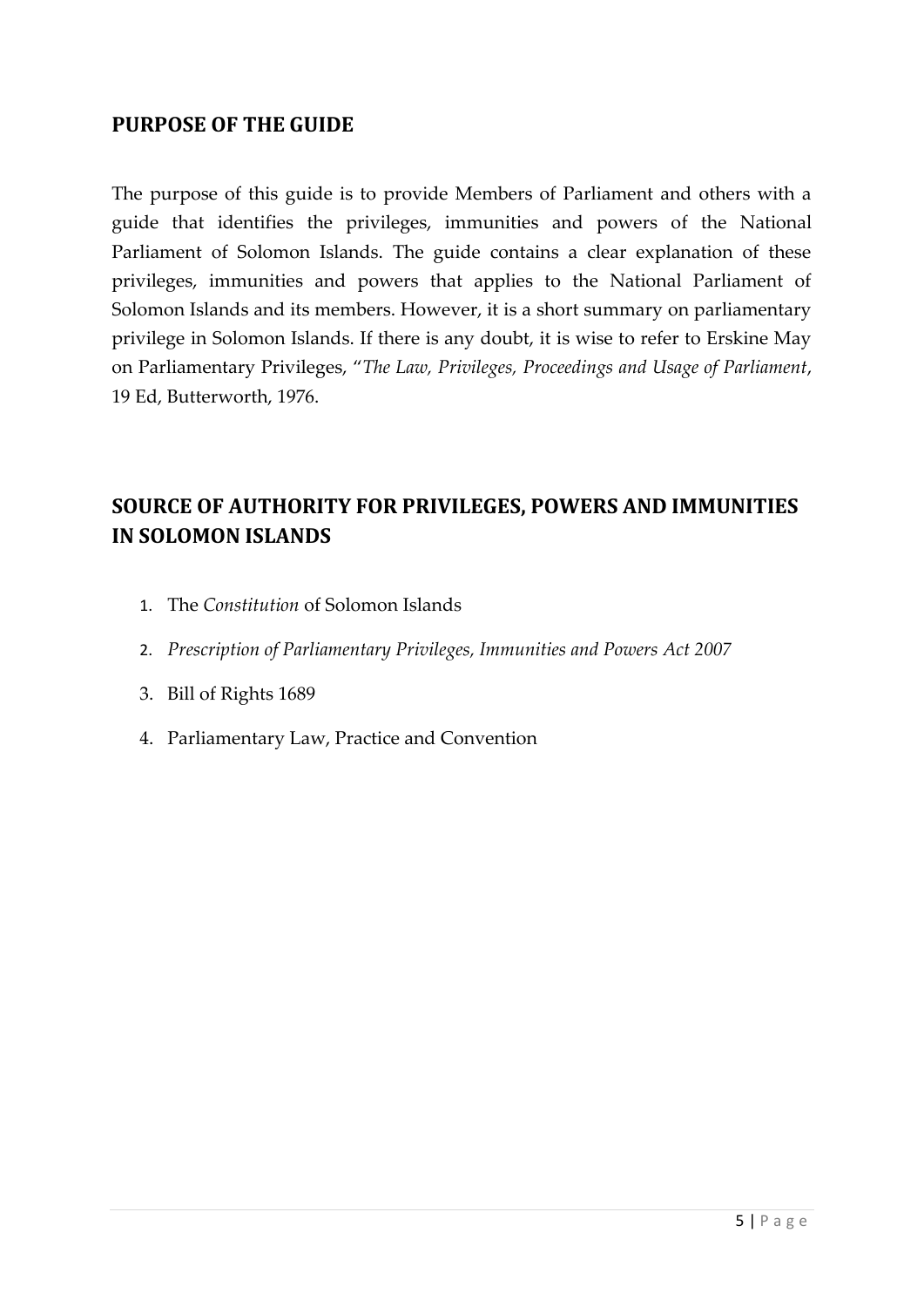## PURPOSE OF THE GUIDE

The purpose of this guide is to provide Members of Parliament and others with a guide that identifies the privileges, immunities and powers of the National Parliament of Solomon Islands. The guide contains a clear explanation of these privileges, immunities and powers that applies to the National Parliament of Solomon Islands and its members. However, it is a short summary on parliamentary privilege in Solomon Islands. If there is any doubt, it is wise to refer to Erskine May on Parliamentary Privileges, "*The Law, Privileges, Proceedings and Usage of Parliament*, 19 Ed, Butterworth, 1976.

## SOURCE OF AUTHORITY FOR PRIVILEGES, POWERS AND IMMUNITIES IN SOLOMON ISLANDS

1. The *Constitution* of Solomon Islands
2. *Prescription of Parliamentary Privileges, Immunities and Powers Act 2007*
3. Bill of Rights 1689
4. Parliamentary Law, Practice and Convention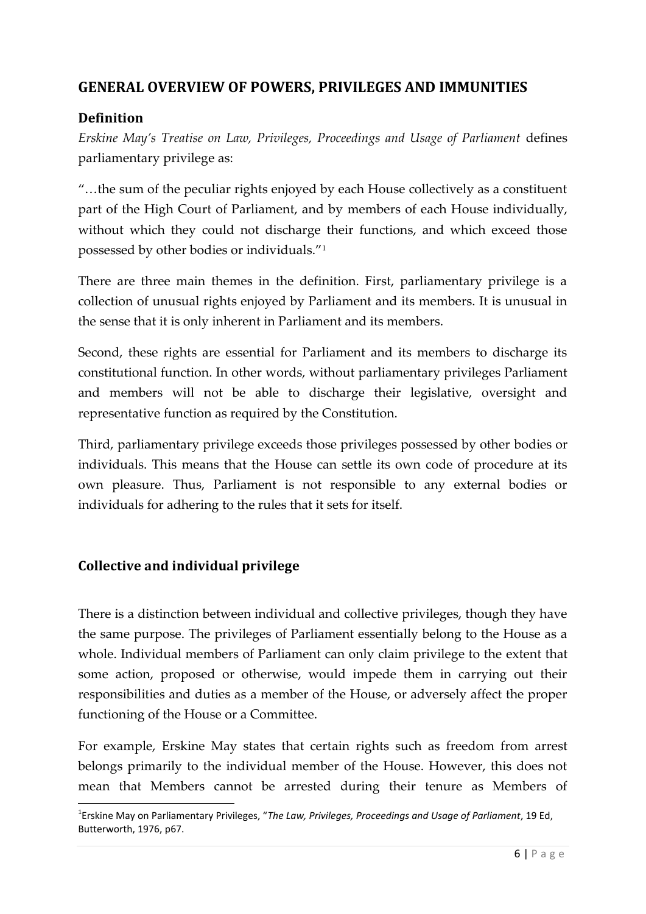## GENERAL OVERVIEW OF POWERS, PRIVILEGES AND IMMUNITIES

### Definition

*Erskine May's Treatise on Law, Privileges, Proceedings and Usage of Parliament* defines parliamentary privilege as:

"…the sum of the peculiar rights enjoyed by each House collectively as a constituent part of the High Court of Parliament, and by members of each House individually, without which they could not discharge their functions, and which exceed those possessed by other bodies or individuals."[1]

There are three main themes in the definition. First, parliamentary privilege is a collection of unusual rights enjoyed by Parliament and its members. It is unusual in the sense that it is only inherent in Parliament and its members.

Second, these rights are essential for Parliament and its members to discharge its constitutional function. In other words, without parliamentary privileges Parliament and members will not be able to discharge their legislative, oversight and representative function as required by the Constitution.

Third, parliamentary privilege exceeds those privileges possessed by other bodies or individuals. This means that the House can settle its own code of procedure at its own pleasure. Thus, Parliament is not responsible to any external bodies or individuals for adhering to the rules that it sets for itself.

### Collective and individual privilege

There is a distinction between individual and collective privileges, though they have the same purpose. The privileges of Parliament essentially belong to the House as a whole. Individual members of Parliament can only claim privilege to the extent that some action, proposed or otherwise, would impede them in carrying out their responsibilities and duties as a member of the House, or adversely affect the proper functioning of the House or a Committee.

For example, Erskine May states that certain rights such as freedom from arrest belongs primarily to the individual member of the House. However, this does not mean that Members cannot be arrested during their tenure as Members of

---

[1] Erskine May on Parliamentary Privileges, "*The Law, Privileges, Proceedings and Usage of Parliament*, 19 Ed, Butterworth, 1976, p67.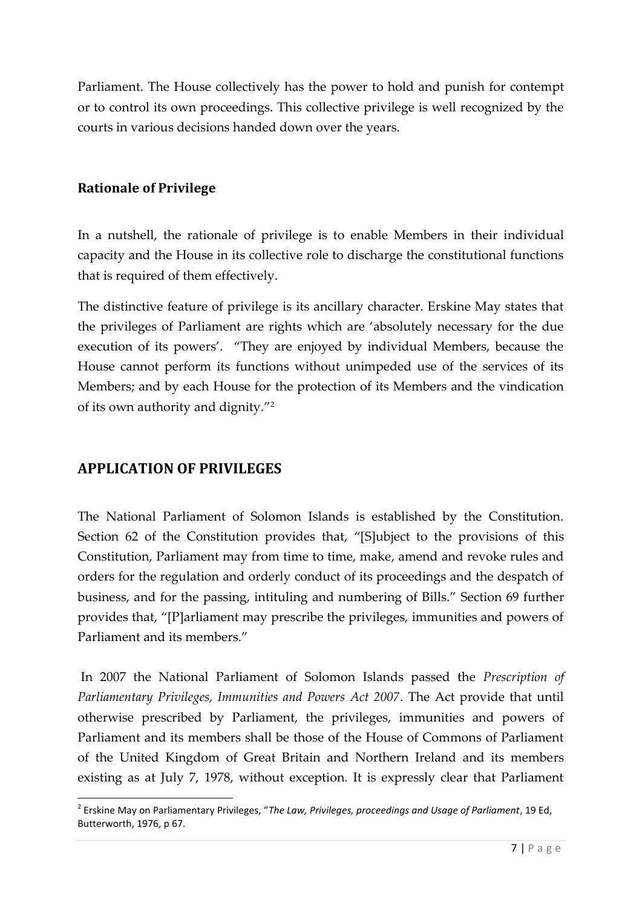Parliament. The House collectively has the power to hold and punish for contempt or to control its own proceedings. This collective privilege is well recognized by the courts in various decisions handed down over the years.

### Rationale of Privilege

In a nutshell, the rationale of privilege is to enable Members in their individual capacity and the House in its collective role to discharge the constitutional functions that is required of them effectively.

The distinctive feature of privilege is its ancillary character. Erskine May states that the privileges of Parliament are rights which are 'absolutely necessary for the due execution of its powers'. "They are enjoyed by individual Members, because the House cannot perform its functions without unimpeded use of the services of its Members; and by each House for the protection of its Members and the vindication of its own authority and dignity."[2]

## APPLICATION OF PRIVILEGES

The National Parliament of Solomon Islands is established by the Constitution. Section 62 of the Constitution provides that, "[S]ubject to the provisions of this Constitution, Parliament may from time to time, make, amend and revoke rules and orders for the regulation and orderly conduct of its proceedings and the despatch of business, and for the passing, intituling and numbering of Bills." Section 69 further provides that, "[P]arliament may prescribe the privileges, immunities and powers of Parliament and its members."

In 2007 the National Parliament of Solomon Islands passed the *Prescription of Parliamentary Privileges, Immunities and Powers Act 2007*. The Act provide that until otherwise prescribed by Parliament, the privileges, immunities and powers of Parliament and its members shall be those of the House of Commons of Parliament of the United Kingdom of Great Britain and Northern Ireland and its members existing as at July 7, 1978, without exception. It is expressly clear that Parliament

---

[2] Erskine May on Parliamentary Privileges, "*The Law, Privileges, proceedings and Usage of Parliament*, 19 Ed, Butterworth, 1976, p 67.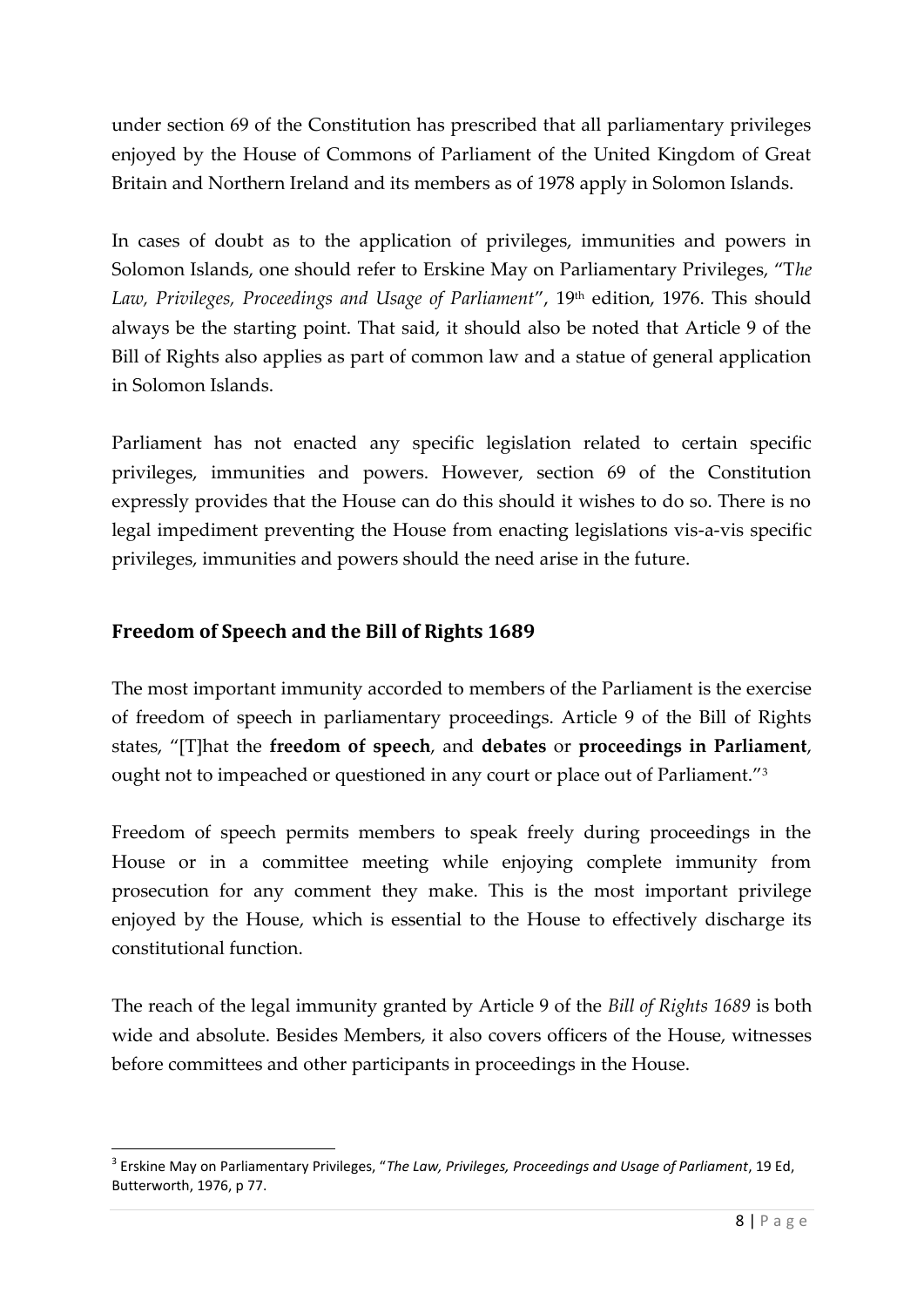under section 69 of the Constitution has prescribed that all parliamentary privileges enjoyed by the House of Commons of Parliament of the United Kingdom of Great Britain and Northern Ireland and its members as of 1978 apply in Solomon Islands.

In cases of doubt as to the application of privileges, immunities and powers in Solomon Islands, one should refer to Erskine May on Parliamentary Privileges, "T*he Law, Privileges, Proceedings and Usage of Parliament*", 19th edition, 1976. This should always be the starting point. That said, it should also be noted that Article 9 of the Bill of Rights also applies as part of common law and a statue of general application in Solomon Islands.

Parliament has not enacted any specific legislation related to certain specific privileges, immunities and powers. However, section 69 of the Constitution expressly provides that the House can do this should it wishes to do so. There is no legal impediment preventing the House from enacting legislations vis-a-vis specific privileges, immunities and powers should the need arise in the future.

## Freedom of Speech and the Bill of Rights 1689

The most important immunity accorded to members of the Parliament is the exercise of freedom of speech in parliamentary proceedings. Article 9 of the Bill of Rights states, "[T]hat the **freedom of speech**, and **debates** or **proceedings in Parliament**, ought not to impeached or questioned in any court or place out of Parliament."[3]

Freedom of speech permits members to speak freely during proceedings in the House or in a committee meeting while enjoying complete immunity from prosecution for any comment they make. This is the most important privilege enjoyed by the House, which is essential to the House to effectively discharge its constitutional function.

The reach of the legal immunity granted by Article 9 of the *Bill of Rights 1689* is both wide and absolute. Besides Members, it also covers officers of the House, witnesses before committees and other participants in proceedings in the House.

---

[3] Erskine May on Parliamentary Privileges, "*The Law, Privileges, Proceedings and Usage of Parliament*, 19 Ed, Butterworth, 1976, p 77.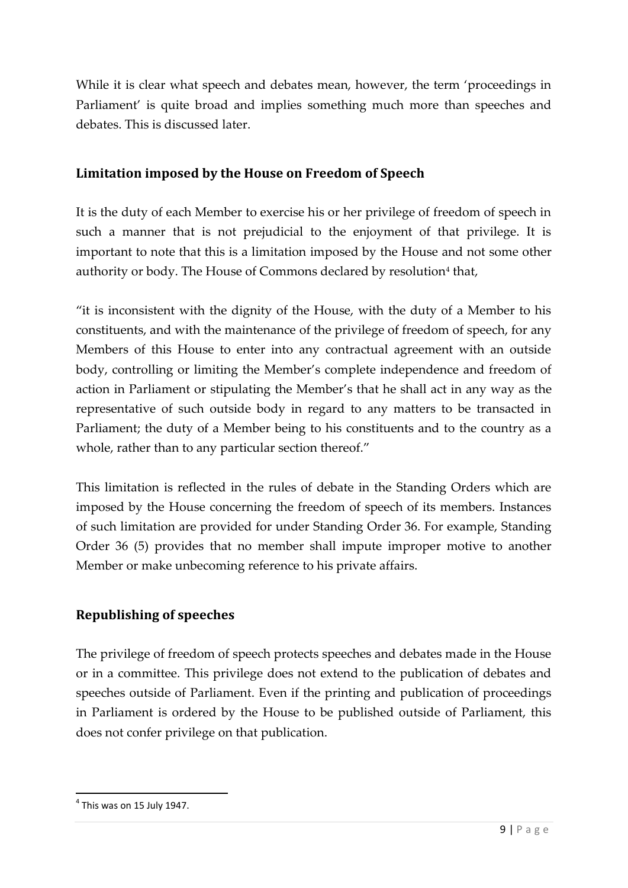While it is clear what speech and debates mean, however, the term 'proceedings in Parliament' is quite broad and implies something much more than speeches and debates. This is discussed later.

## Limitation imposed by the House on Freedom of Speech

It is the duty of each Member to exercise his or her privilege of freedom of speech in such a manner that is not prejudicial to the enjoyment of that privilege. It is important to note that this is a limitation imposed by the House and not some other authority or body. The House of Commons declared by resolution[4] that,

"it is inconsistent with the dignity of the House, with the duty of a Member to his constituents, and with the maintenance of the privilege of freedom of speech, for any Members of this House to enter into any contractual agreement with an outside body, controlling or limiting the Member's complete independence and freedom of action in Parliament or stipulating the Member's that he shall act in any way as the representative of such outside body in regard to any matters to be transacted in Parliament; the duty of a Member being to his constituents and to the country as a whole, rather than to any particular section thereof."

This limitation is reflected in the rules of debate in the Standing Orders which are imposed by the House concerning the freedom of speech of its members. Instances of such limitation are provided for under Standing Order 36. For example, Standing Order 36 (5) provides that no member shall impute improper motive to another Member or make unbecoming reference to his private affairs.

## Republishing of speeches

The privilege of freedom of speech protects speeches and debates made in the House or in a committee. This privilege does not extend to the publication of debates and speeches outside of Parliament. Even if the printing and publication of proceedings in Parliament is ordered by the House to be published outside of Parliament, this does not confer privilege on that publication.

---

[4] This was on 15 July 1947.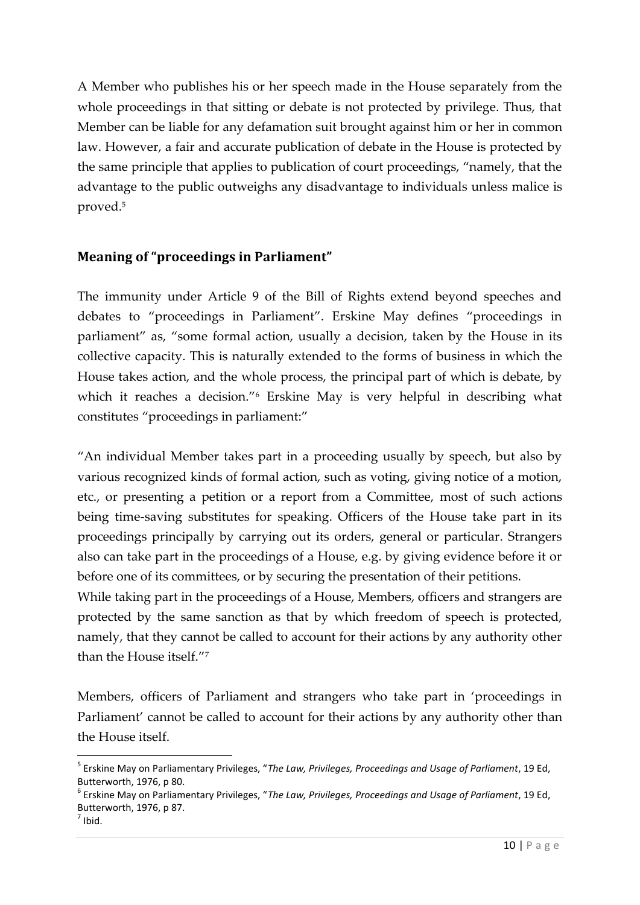A Member who publishes his or her speech made in the House separately from the whole proceedings in that sitting or debate is not protected by privilege. Thus, that Member can be liable for any defamation suit brought against him or her in common law. However, a fair and accurate publication of debate in the House is protected by the same principle that applies to publication of court proceedings, "namely, that the advantage to the public outweighs any disadvantage to individuals unless malice is proved.[5]

## Meaning of "proceedings in Parliament"

The immunity under Article 9 of the Bill of Rights extend beyond speeches and debates to "proceedings in Parliament". Erskine May defines "proceedings in parliament" as, "some formal action, usually a decision, taken by the House in its collective capacity. This is naturally extended to the forms of business in which the House takes action, and the whole process, the principal part of which is debate, by which it reaches a decision."[6] Erskine May is very helpful in describing what constitutes "proceedings in parliament:"

"An individual Member takes part in a proceeding usually by speech, but also by various recognized kinds of formal action, such as voting, giving notice of a motion, etc., or presenting a petition or a report from a Committee, most of such actions being time-saving substitutes for speaking. Officers of the House take part in its proceedings principally by carrying out its orders, general or particular. Strangers also can take part in the proceedings of a House, e.g. by giving evidence before it or before one of its committees, or by securing the presentation of their petitions.
While taking part in the proceedings of a House, Members, officers and strangers are protected by the same sanction as that by which freedom of speech is protected, namely, that they cannot be called to account for their actions by any authority other than the House itself."[7]

Members, officers of Parliament and strangers who take part in 'proceedings in Parliament' cannot be called to account for their actions by any authority other than the House itself.

---

[5] Erskine May on Parliamentary Privileges, "*The Law, Privileges, Proceedings and Usage of Parliament*, 19 Ed, Butterworth, 1976, p 80.

[6] Erskine May on Parliamentary Privileges, "*The Law, Privileges, Proceedings and Usage of Parliament*, 19 Ed, Butterworth, 1976, p 87.

[7] Ibid.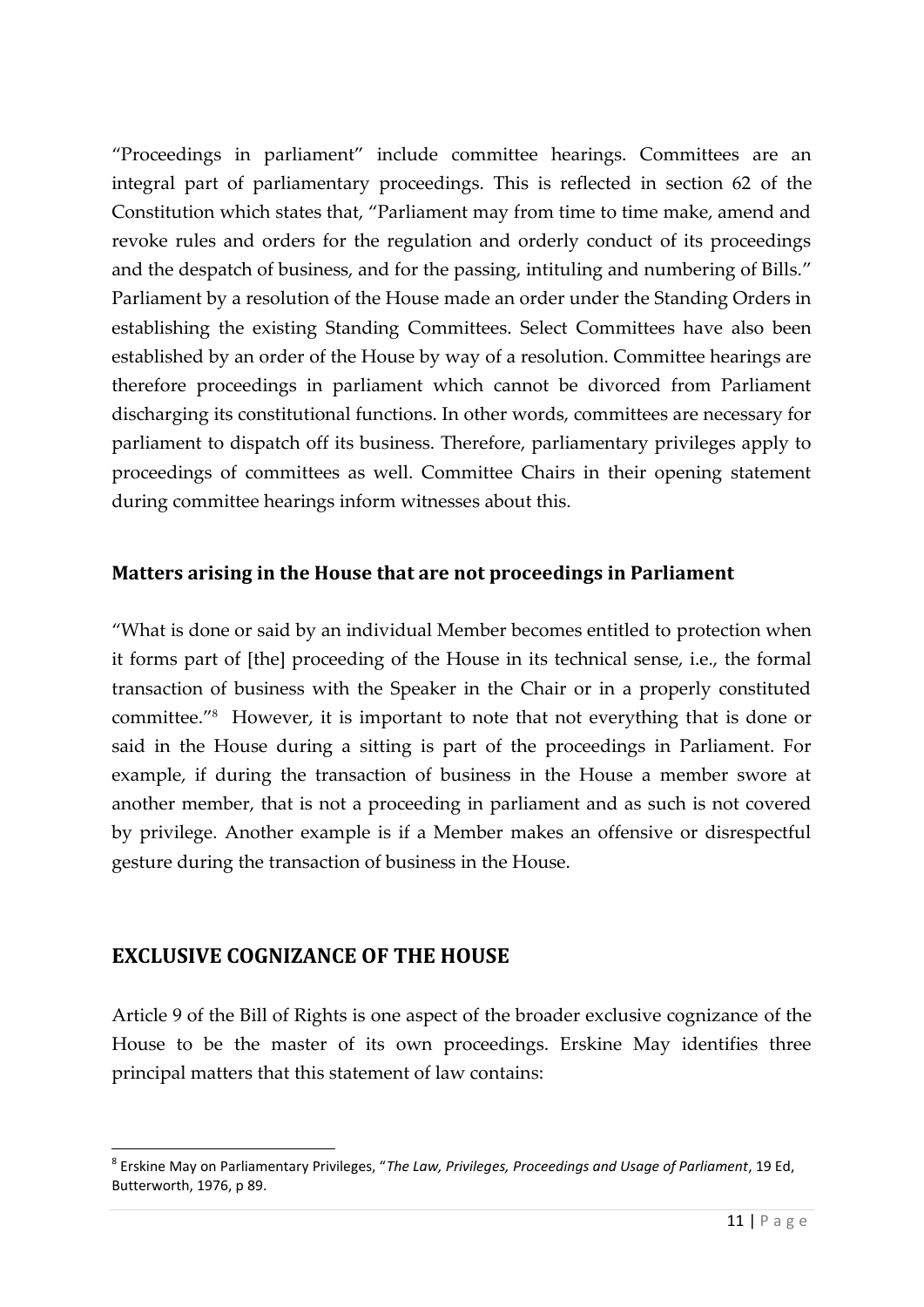"Proceedings in parliament" include committee hearings. Committees are an integral part of parliamentary proceedings. This is reflected in section 62 of the Constitution which states that, "Parliament may from time to time make, amend and revoke rules and orders for the regulation and orderly conduct of its proceedings and the despatch of business, and for the passing, intituling and numbering of Bills." Parliament by a resolution of the House made an order under the Standing Orders in establishing the existing Standing Committees. Select Committees have also been established by an order of the House by way of a resolution. Committee hearings are therefore proceedings in parliament which cannot be divorced from Parliament discharging its constitutional functions. In other words, committees are necessary for parliament to dispatch off its business. Therefore, parliamentary privileges apply to proceedings of committees as well. Committee Chairs in their opening statement during committee hearings inform witnesses about this.

### Matters arising in the House that are not proceedings in Parliament

"What is done or said by an individual Member becomes entitled to protection when it forms part of [the] proceeding of the House in its technical sense, i.e., the formal transaction of business with the Speaker in the Chair or in a properly constituted committee."[8] However, it is important to note that not everything that is done or said in the House during a sitting is part of the proceedings in Parliament. For example, if during the transaction of business in the House a member swore at another member, that is not a proceeding in parliament and as such is not covered by privilege. Another example is if a Member makes an offensive or disrespectful gesture during the transaction of business in the House.

## EXCLUSIVE COGNIZANCE OF THE HOUSE

Article 9 of the Bill of Rights is one aspect of the broader exclusive cognizance of the House to be the master of its own proceedings. Erskine May identifies three principal matters that this statement of law contains:

---

[8] Erskine May on Parliamentary Privileges, "*The Law, Privileges, Proceedings and Usage of Parliament*, 19 Ed, Butterworth, 1976, p 89.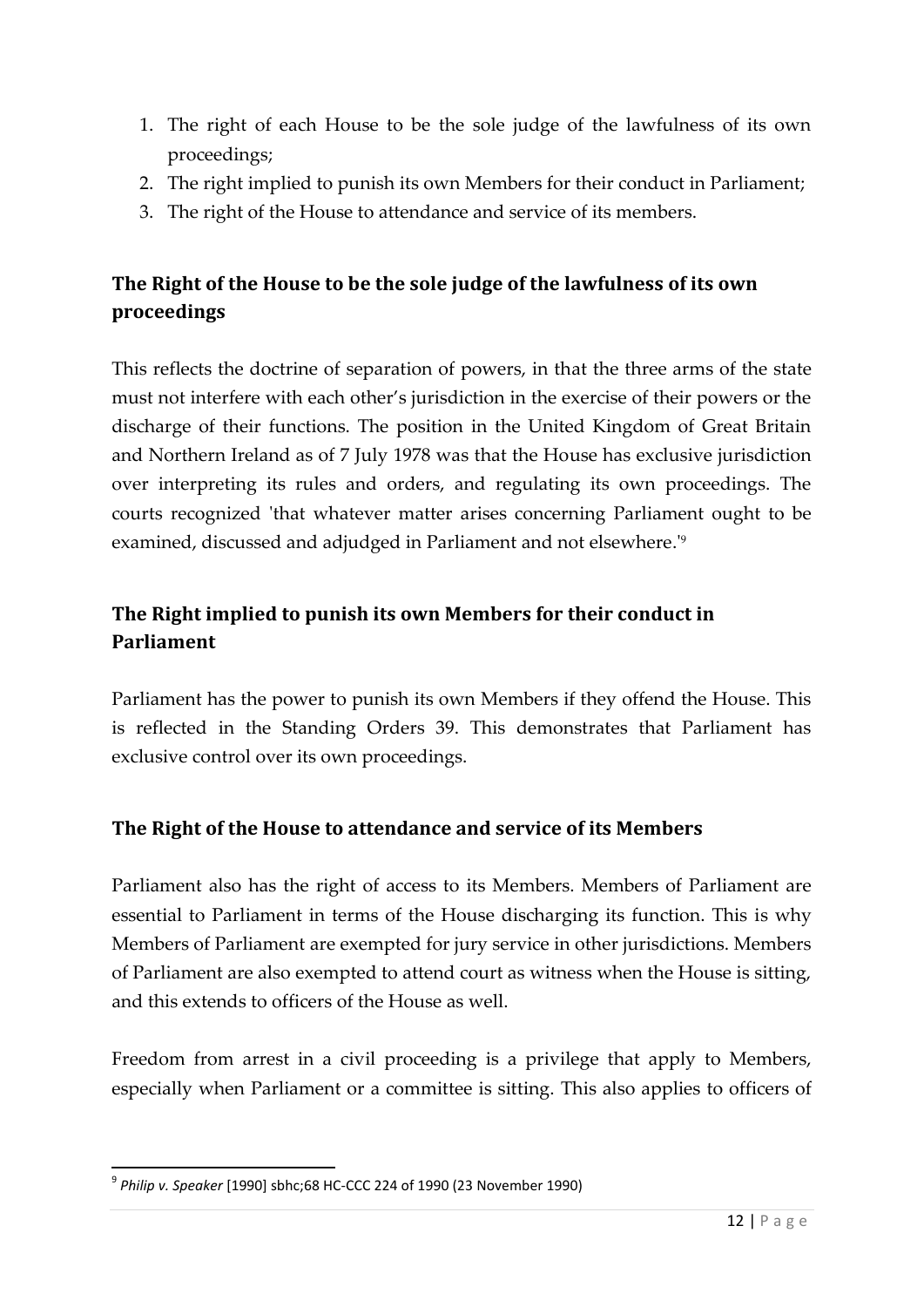1. The right of each House to be the sole judge of the lawfulness of its own proceedings;
2. The right implied to punish its own Members for their conduct in Parliament;
3. The right of the House to attendance and service of its members.

## The Right of the House to be the sole judge of the lawfulness of its own proceedings

This reflects the doctrine of separation of powers, in that the three arms of the state must not interfere with each other's jurisdiction in the exercise of their powers or the discharge of their functions. The position in the United Kingdom of Great Britain and Northern Ireland as of 7 July 1978 was that the House has exclusive jurisdiction over interpreting its rules and orders, and regulating its own proceedings. The courts recognized 'that whatever matter arises concerning Parliament ought to be examined, discussed and adjudged in Parliament and not elsewhere.'[9]

## The Right implied to punish its own Members for their conduct in Parliament

Parliament has the power to punish its own Members if they offend the House. This is reflected in the Standing Orders 39. This demonstrates that Parliament has exclusive control over its own proceedings.

## The Right of the House to attendance and service of its Members

Parliament also has the right of access to its Members. Members of Parliament are essential to Parliament in terms of the House discharging its function. This is why Members of Parliament are exempted for jury service in other jurisdictions. Members of Parliament are also exempted to attend court as witness when the House is sitting, and this extends to officers of the House as well.

Freedom from arrest in a civil proceeding is a privilege that apply to Members, especially when Parliament or a committee is sitting. This also applies to officers of

---

[9] *Philip v. Speaker* [1990] sbhc;68 HC-CCC 224 of 1990 (23 November 1990)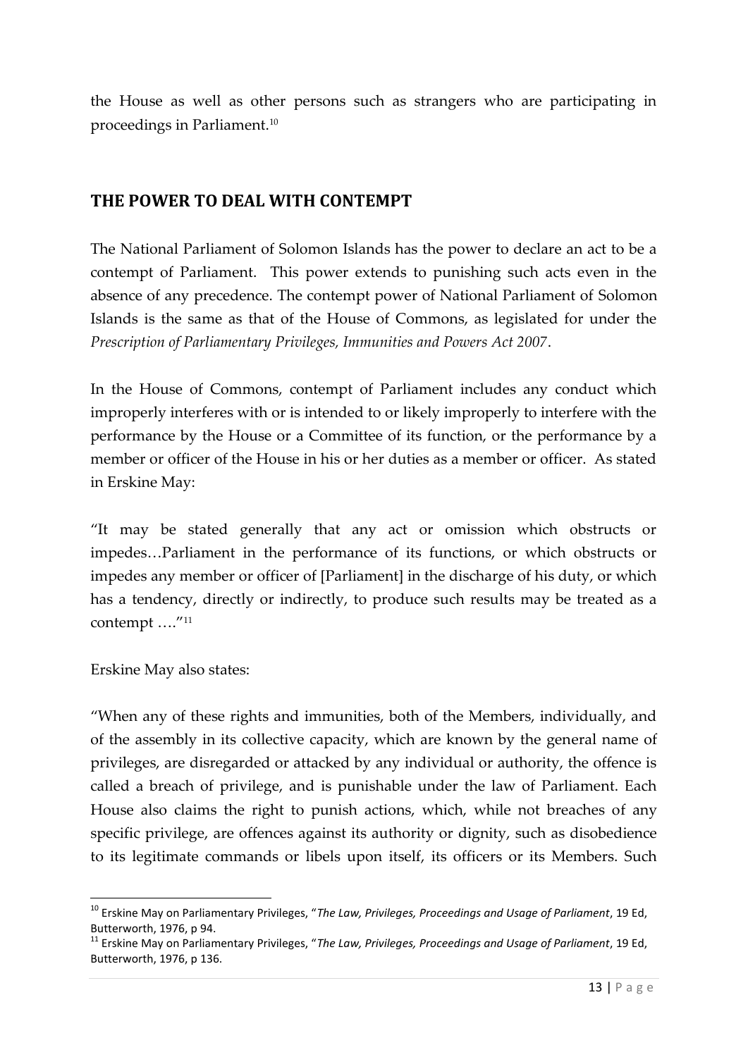the House as well as other persons such as strangers who are participating in proceedings in Parliament.[10]

## THE POWER TO DEAL WITH CONTEMPT

The National Parliament of Solomon Islands has the power to declare an act to be a contempt of Parliament. This power extends to punishing such acts even in the absence of any precedence. The contempt power of National Parliament of Solomon Islands is the same as that of the House of Commons, as legislated for under the *Prescription of Parliamentary Privileges, Immunities and Powers Act 2007*.

In the House of Commons, contempt of Parliament includes any conduct which improperly interferes with or is intended to or likely improperly to interfere with the performance by the House or a Committee of its function, or the performance by a member or officer of the House in his or her duties as a member or officer. As stated in Erskine May:

"It may be stated generally that any act or omission which obstructs or impedes…Parliament in the performance of its functions, or which obstructs or impedes any member or officer of [Parliament] in the discharge of his duty, or which has a tendency, directly or indirectly, to produce such results may be treated as a contempt …."[11]

Erskine May also states:

"When any of these rights and immunities, both of the Members, individually, and of the assembly in its collective capacity, which are known by the general name of privileges, are disregarded or attacked by any individual or authority, the offence is called a breach of privilege, and is punishable under the law of Parliament. Each House also claims the right to punish actions, which, while not breaches of any specific privilege, are offences against its authority or dignity, such as disobedience to its legitimate commands or libels upon itself, its officers or its Members. Such

---

[10] Erskine May on Parliamentary Privileges, "*The Law, Privileges, Proceedings and Usage of Parliament*, 19 Ed, Butterworth, 1976, p 94.

[11] Erskine May on Parliamentary Privileges, "*The Law, Privileges, Proceedings and Usage of Parliament*, 19 Ed, Butterworth, 1976, p 136.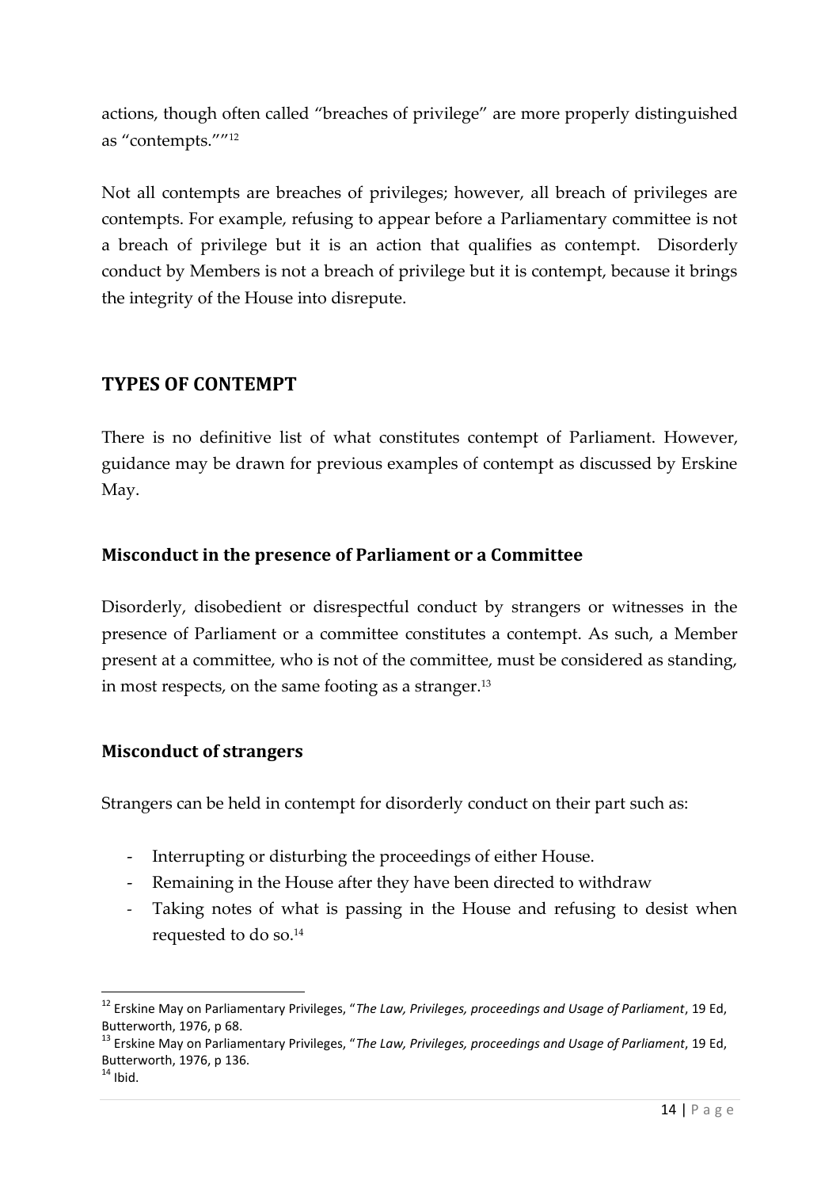actions, though often called "breaches of privilege" are more properly distinguished as "contempts.""[12]

Not all contempts are breaches of privileges; however, all breach of privileges are contempts. For example, refusing to appear before a Parliamentary committee is not a breach of privilege but it is an action that qualifies as contempt. Disorderly conduct by Members is not a breach of privilege but it is contempt, because it brings the integrity of the House into disrepute.

## TYPES OF CONTEMPT

There is no definitive list of what constitutes contempt of Parliament. However, guidance may be drawn for previous examples of contempt as discussed by Erskine May.

### Misconduct in the presence of Parliament or a Committee

Disorderly, disobedient or disrespectful conduct by strangers or witnesses in the presence of Parliament or a committee constitutes a contempt. As such, a Member present at a committee, who is not of the committee, must be considered as standing, in most respects, on the same footing as a stranger.[13]

### Misconduct of strangers

Strangers can be held in contempt for disorderly conduct on their part such as:

- Interrupting or disturbing the proceedings of either House.
- Remaining in the House after they have been directed to withdraw
- Taking notes of what is passing in the House and refusing to desist when requested to do so.[14]

---

[12] Erskine May on Parliamentary Privileges, "*The Law, Privileges, proceedings and Usage of Parliament*, 19 Ed, Butterworth, 1976, p 68.

[13] Erskine May on Parliamentary Privileges, "*The Law, Privileges, proceedings and Usage of Parliament*, 19 Ed, Butterworth, 1976, p 136.

[14] Ibid.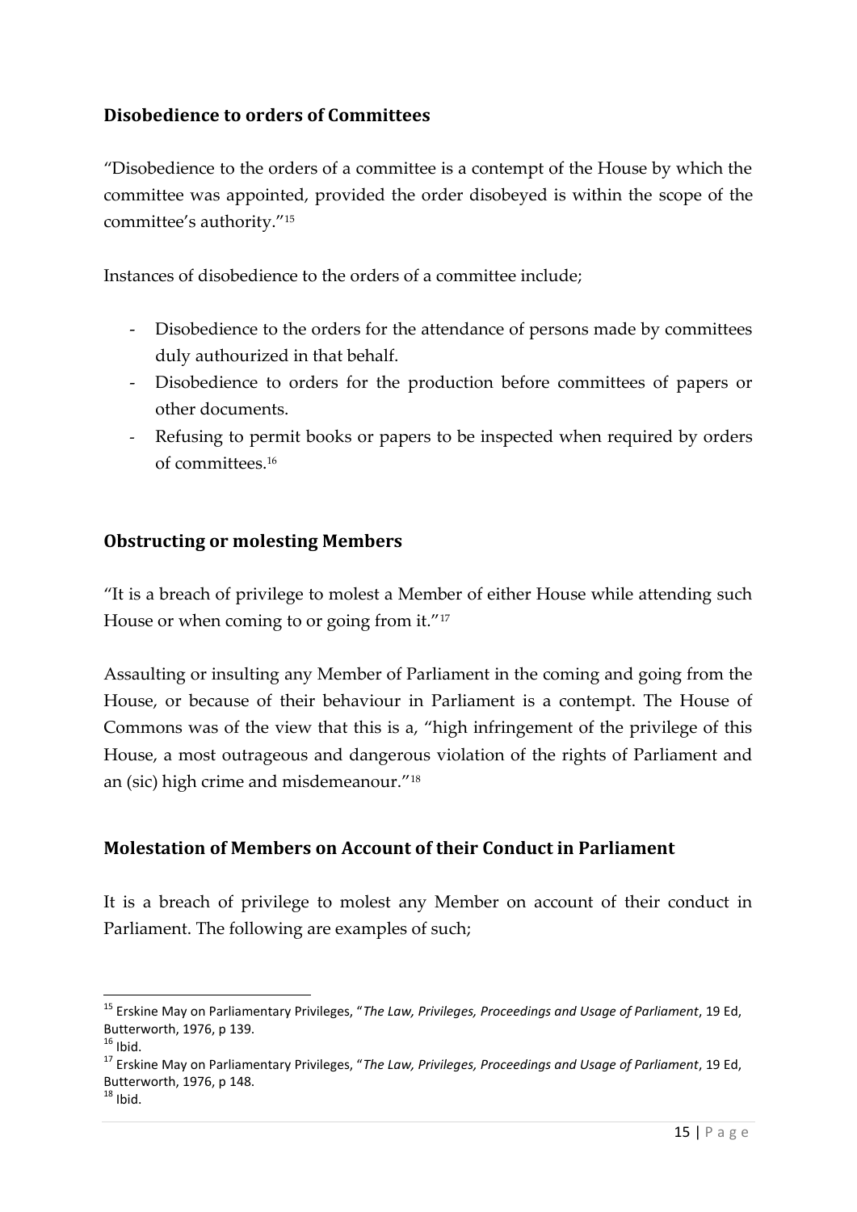## Disobedience to orders of Committees

"Disobedience to the orders of a committee is a contempt of the House by which the committee was appointed, provided the order disobeyed is within the scope of the committee's authority."[15]

Instances of disobedience to the orders of a committee include;

- Disobedience to the orders for the attendance of persons made by committees duly authourized in that behalf.
- Disobedience to orders for the production before committees of papers or other documents.
- Refusing to permit books or papers to be inspected when required by orders of committees.[16]

## Obstructing or molesting Members

"It is a breach of privilege to molest a Member of either House while attending such House or when coming to or going from it."[17]

Assaulting or insulting any Member of Parliament in the coming and going from the House, or because of their behaviour in Parliament is a contempt. The House of Commons was of the view that this is a, "high infringement of the privilege of this House, a most outrageous and dangerous violation of the rights of Parliament and an (sic) high crime and misdemeanour."[18]

## Molestation of Members on Account of their Conduct in Parliament

It is a breach of privilege to molest any Member on account of their conduct in Parliament. The following are examples of such;

---

[15] Erskine May on Parliamentary Privileges, "*The Law, Privileges, Proceedings and Usage of Parliament*, 19 Ed, Butterworth, 1976, p 139.

[16] Ibid.

[17] Erskine May on Parliamentary Privileges, "*The Law, Privileges, Proceedings and Usage of Parliament*, 19 Ed, Butterworth, 1976, p 148.

[18] Ibid.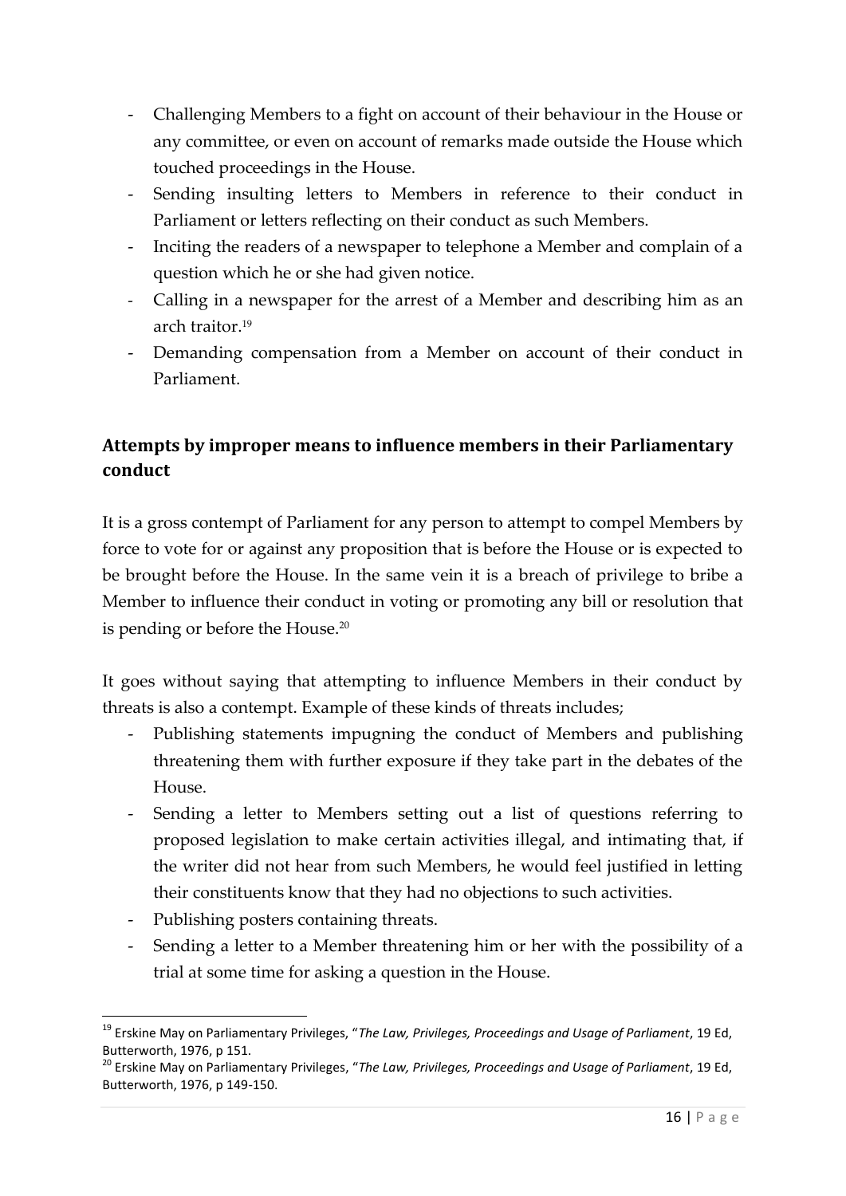- Challenging Members to a fight on account of their behaviour in the House or any committee, or even on account of remarks made outside the House which touched proceedings in the House.
- Sending insulting letters to Members in reference to their conduct in Parliament or letters reflecting on their conduct as such Members.
- Inciting the readers of a newspaper to telephone a Member and complain of a question which he or she had given notice.
- Calling in a newspaper for the arrest of a Member and describing him as an arch traitor.[19]
- Demanding compensation from a Member on account of their conduct in Parliament.

## Attempts by improper means to influence members in their Parliamentary conduct

It is a gross contempt of Parliament for any person to attempt to compel Members by force to vote for or against any proposition that is before the House or is expected to be brought before the House. In the same vein it is a breach of privilege to bribe a Member to influence their conduct in voting or promoting any bill or resolution that is pending or before the House.[20]

It goes without saying that attempting to influence Members in their conduct by threats is also a contempt. Example of these kinds of threats includes;

- Publishing statements impugning the conduct of Members and publishing threatening them with further exposure if they take part in the debates of the House.
- Sending a letter to Members setting out a list of questions referring to proposed legislation to make certain activities illegal, and intimating that, if the writer did not hear from such Members, he would feel justified in letting their constituents know that they had no objections to such activities.
- Publishing posters containing threats.
- Sending a letter to a Member threatening him or her with the possibility of a trial at some time for asking a question in the House.

---

[19] Erskine May on Parliamentary Privileges, "*The Law, Privileges, Proceedings and Usage of Parliament*, 19 Ed, Butterworth, 1976, p 151.

[20] Erskine May on Parliamentary Privileges, "*The Law, Privileges, Proceedings and Usage of Parliament*, 19 Ed, Butterworth, 1976, p 149-150.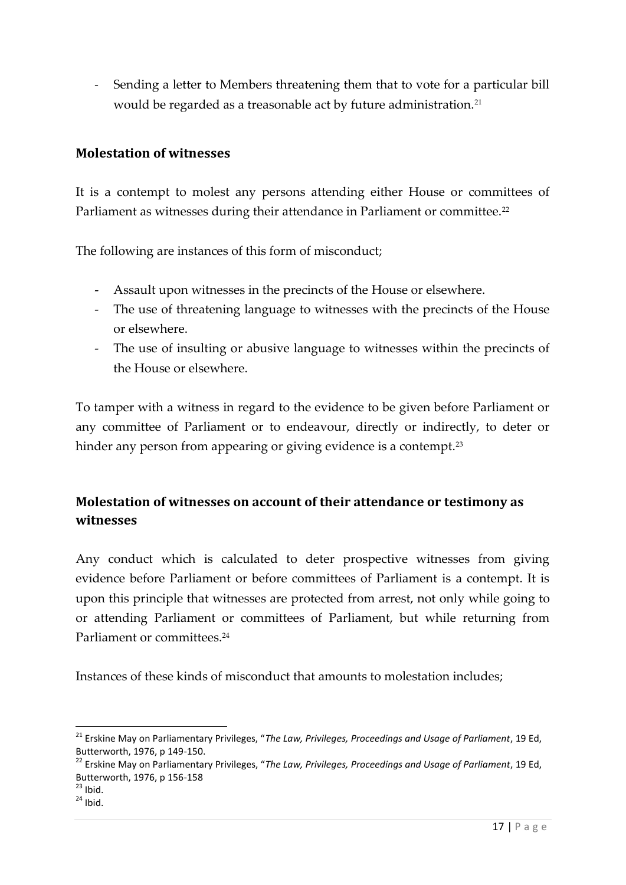- Sending a letter to Members threatening them that to vote for a particular bill would be regarded as a treasonable act by future administration.[21]

### Molestation of witnesses

It is a contempt to molest any persons attending either House or committees of Parliament as witnesses during their attendance in Parliament or committee.[22]

The following are instances of this form of misconduct;

- Assault upon witnesses in the precincts of the House or elsewhere.
- The use of threatening language to witnesses with the precincts of the House or elsewhere.
- The use of insulting or abusive language to witnesses within the precincts of the House or elsewhere.

To tamper with a witness in regard to the evidence to be given before Parliament or any committee of Parliament or to endeavour, directly or indirectly, to deter or hinder any person from appearing or giving evidence is a contempt.[23]

### Molestation of witnesses on account of their attendance or testimony as witnesses

Any conduct which is calculated to deter prospective witnesses from giving evidence before Parliament or before committees of Parliament is a contempt. It is upon this principle that witnesses are protected from arrest, not only while going to or attending Parliament or committees of Parliament, but while returning from Parliament or committees.[24]

Instances of these kinds of misconduct that amounts to molestation includes;

---

[21] Erskine May on Parliamentary Privileges, "*The Law, Privileges, Proceedings and Usage of Parliament*, 19 Ed, Butterworth, 1976, p 149-150.

[22] Erskine May on Parliamentary Privileges, "*The Law, Privileges, Proceedings and Usage of Parliament*, 19 Ed, Butterworth, 1976, p 156-158

[23] Ibid.

[24] Ibid.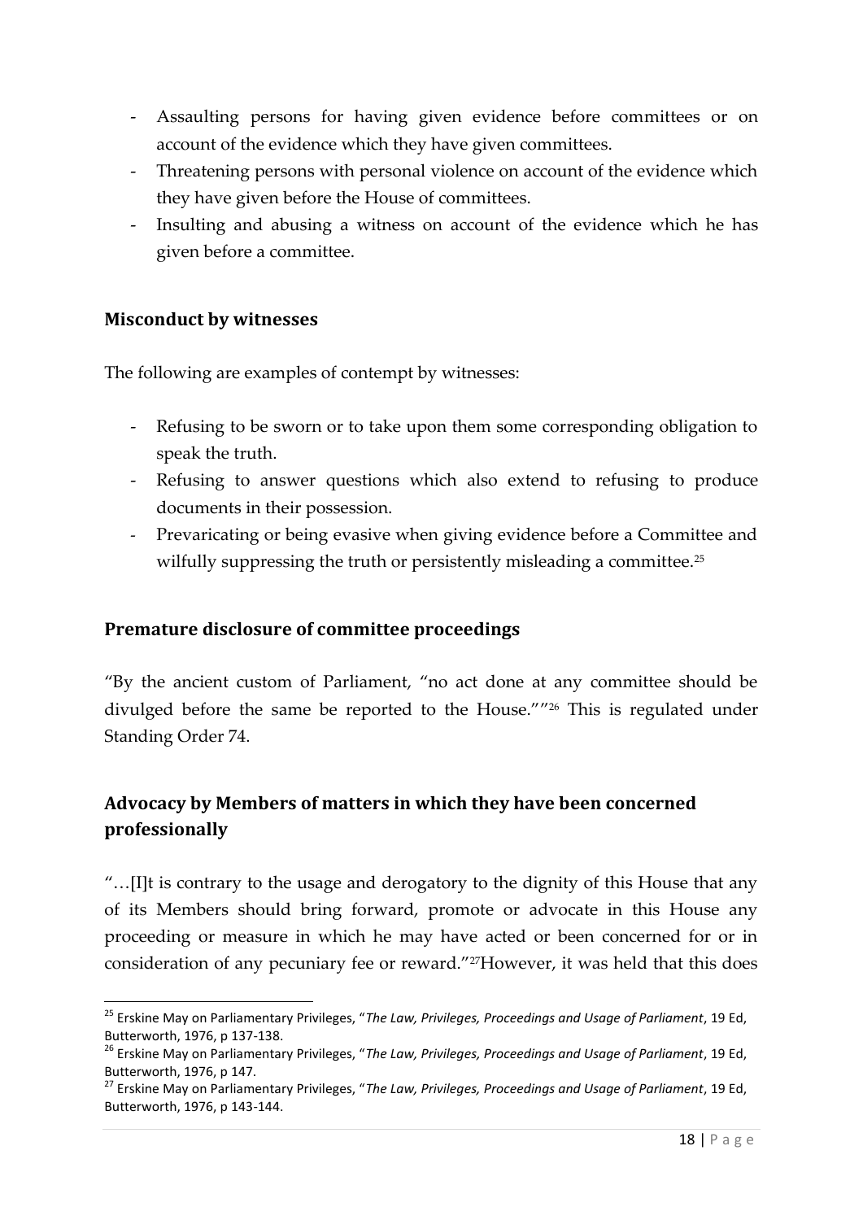- Assaulting persons for having given evidence before committees or on account of the evidence which they have given committees.
- Threatening persons with personal violence on account of the evidence which they have given before the House of committees.
- Insulting and abusing a witness on account of the evidence which he has given before a committee.

## Misconduct by witnesses

The following are examples of contempt by witnesses:

- Refusing to be sworn or to take upon them some corresponding obligation to speak the truth.
- Refusing to answer questions which also extend to refusing to produce documents in their possession.
- Prevaricating or being evasive when giving evidence before a Committee and wilfully suppressing the truth or persistently misleading a committee.[25]

## Premature disclosure of committee proceedings

"By the ancient custom of Parliament, "no act done at any committee should be divulged before the same be reported to the House.""[26] This is regulated under Standing Order 74.

## Advocacy by Members of matters in which they have been concerned professionally

"…[I]t is contrary to the usage and derogatory to the dignity of this House that any of its Members should bring forward, promote or advocate in this House any proceeding or measure in which he may have acted or been concerned for or in consideration of any pecuniary fee or reward."[27]However, it was held that this does

---

[25] Erskine May on Parliamentary Privileges, "*The Law, Privileges, Proceedings and Usage of Parliament*, 19 Ed, Butterworth, 1976, p 137-138.

[26] Erskine May on Parliamentary Privileges, "*The Law, Privileges, Proceedings and Usage of Parliament*, 19 Ed, Butterworth, 1976, p 147.

[27] Erskine May on Parliamentary Privileges, "*The Law, Privileges, Proceedings and Usage of Parliament*, 19 Ed, Butterworth, 1976, p 143-144.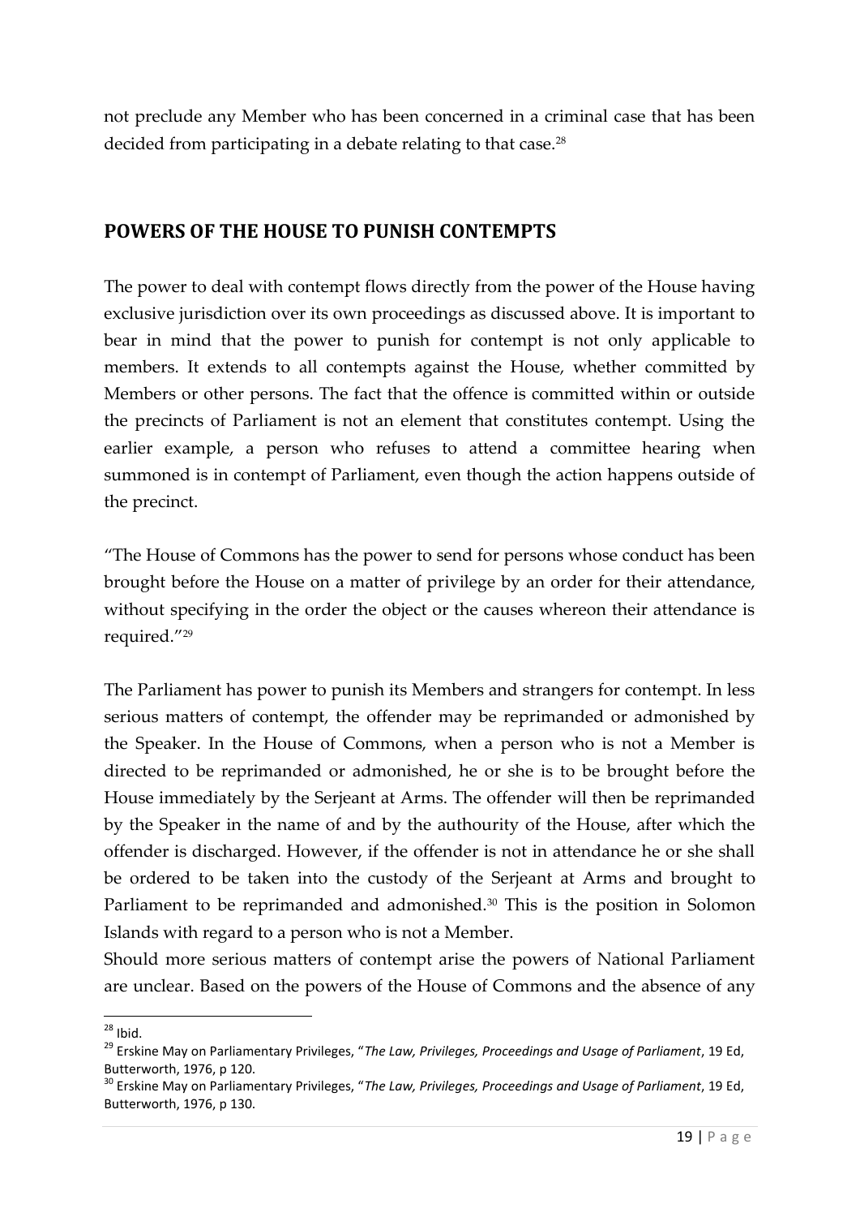not preclude any Member who has been concerned in a criminal case that has been decided from participating in a debate relating to that case.[28]

## POWERS OF THE HOUSE TO PUNISH CONTEMPTS

The power to deal with contempt flows directly from the power of the House having exclusive jurisdiction over its own proceedings as discussed above. It is important to bear in mind that the power to punish for contempt is not only applicable to members. It extends to all contempts against the House, whether committed by Members or other persons. The fact that the offence is committed within or outside the precincts of Parliament is not an element that constitutes contempt. Using the earlier example, a person who refuses to attend a committee hearing when summoned is in contempt of Parliament, even though the action happens outside of the precinct.

"The House of Commons has the power to send for persons whose conduct has been brought before the House on a matter of privilege by an order for their attendance, without specifying in the order the object or the causes whereon their attendance is required."[29]

The Parliament has power to punish its Members and strangers for contempt. In less serious matters of contempt, the offender may be reprimanded or admonished by the Speaker. In the House of Commons, when a person who is not a Member is directed to be reprimanded or admonished, he or she is to be brought before the House immediately by the Serjeant at Arms. The offender will then be reprimanded by the Speaker in the name of and by the authourity of the House, after which the offender is discharged. However, if the offender is not in attendance he or she shall be ordered to be taken into the custody of the Serjeant at Arms and brought to Parliament to be reprimanded and admonished.[30] This is the position in Solomon Islands with regard to a person who is not a Member.

Should more serious matters of contempt arise the powers of National Parliament are unclear. Based on the powers of the House of Commons and the absence of any

---

[28] Ibid.

[29] Erskine May on Parliamentary Privileges, "*The Law, Privileges, Proceedings and Usage of Parliament*, 19 Ed, Butterworth, 1976, p 120.

[30] Erskine May on Parliamentary Privileges, "*The Law, Privileges, Proceedings and Usage of Parliament*, 19 Ed, Butterworth, 1976, p 130.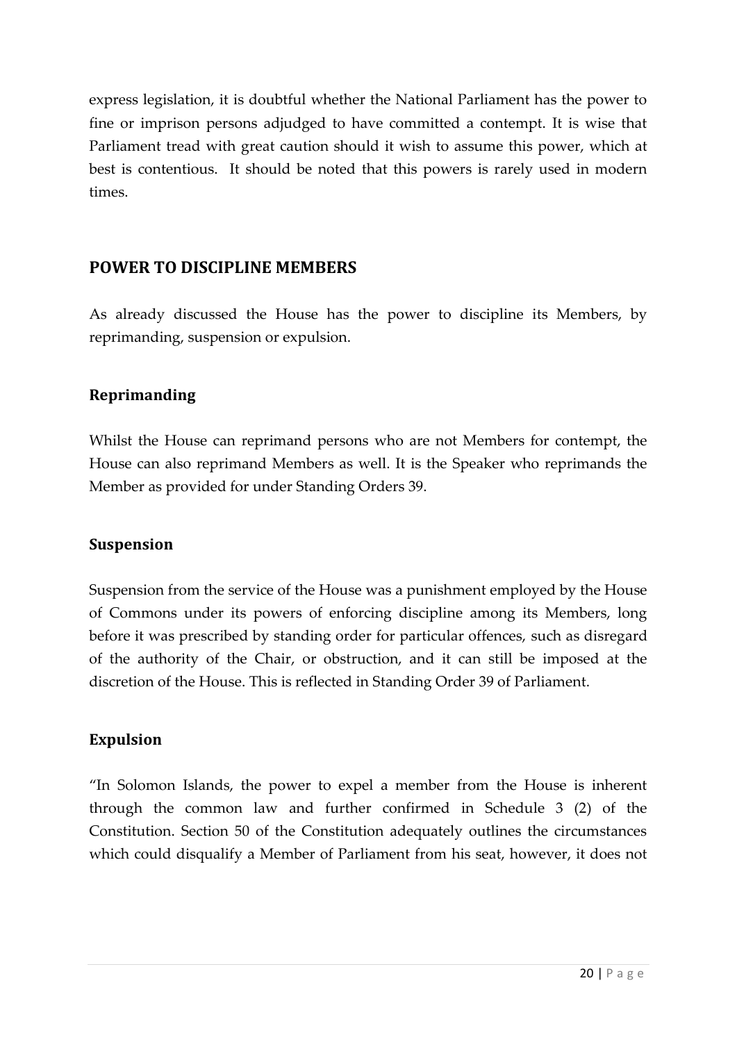express legislation, it is doubtful whether the National Parliament has the power to fine or imprison persons adjudged to have committed a contempt. It is wise that Parliament tread with great caution should it wish to assume this power, which at best is contentious. It should be noted that this powers is rarely used in modern times.

## POWER TO DISCIPLINE MEMBERS

As already discussed the House has the power to discipline its Members, by reprimanding, suspension or expulsion.

### Reprimanding

Whilst the House can reprimand persons who are not Members for contempt, the House can also reprimand Members as well. It is the Speaker who reprimands the Member as provided for under Standing Orders 39.

### Suspension

Suspension from the service of the House was a punishment employed by the House of Commons under its powers of enforcing discipline among its Members, long before it was prescribed by standing order for particular offences, such as disregard of the authority of the Chair, or obstruction, and it can still be imposed at the discretion of the House. This is reflected in Standing Order 39 of Parliament.

### Expulsion

"In Solomon Islands, the power to expel a member from the House is inherent through the common law and further confirmed in Schedule 3 (2) of the Constitution. Section 50 of the Constitution adequately outlines the circumstances which could disqualify a Member of Parliament from his seat, however, it does not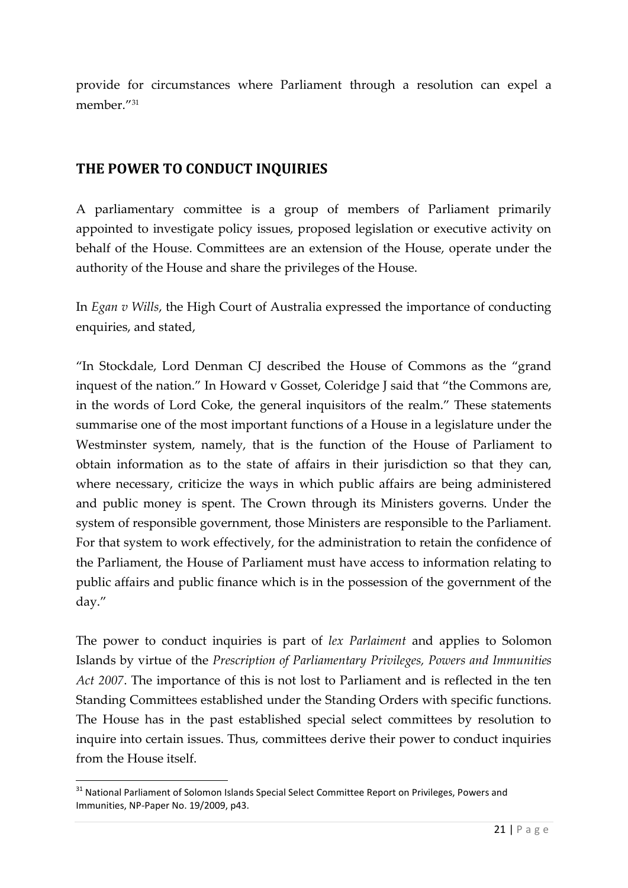provide for circumstances where Parliament through a resolution can expel a member."[31]

## THE POWER TO CONDUCT INQUIRIES

A parliamentary committee is a group of members of Parliament primarily appointed to investigate policy issues, proposed legislation or executive activity on behalf of the House. Committees are an extension of the House, operate under the authority of the House and share the privileges of the House.

In *Egan v Wills*, the High Court of Australia expressed the importance of conducting enquiries, and stated,

"In Stockdale, Lord Denman CJ described the House of Commons as the "grand inquest of the nation." In Howard v Gosset, Coleridge J said that "the Commons are, in the words of Lord Coke, the general inquisitors of the realm." These statements summarise one of the most important functions of a House in a legislature under the Westminster system, namely, that is the function of the House of Parliament to obtain information as to the state of affairs in their jurisdiction so that they can, where necessary, criticize the ways in which public affairs are being administered and public money is spent. The Crown through its Ministers governs. Under the system of responsible government, those Ministers are responsible to the Parliament. For that system to work effectively, for the administration to retain the confidence of the Parliament, the House of Parliament must have access to information relating to public affairs and public finance which is in the possession of the government of the day."

The power to conduct inquiries is part of *lex Parlaiment* and applies to Solomon Islands by virtue of the *Prescription of Parliamentary Privileges, Powers and Immunities Act 2007*. The importance of this is not lost to Parliament and is reflected in the ten Standing Committees established under the Standing Orders with specific functions. The House has in the past established special select committees by resolution to inquire into certain issues. Thus, committees derive their power to conduct inquiries from the House itself.

---

[31] National Parliament of Solomon Islands Special Select Committee Report on Privileges, Powers and Immunities, NP-Paper No. 19/2009, p43.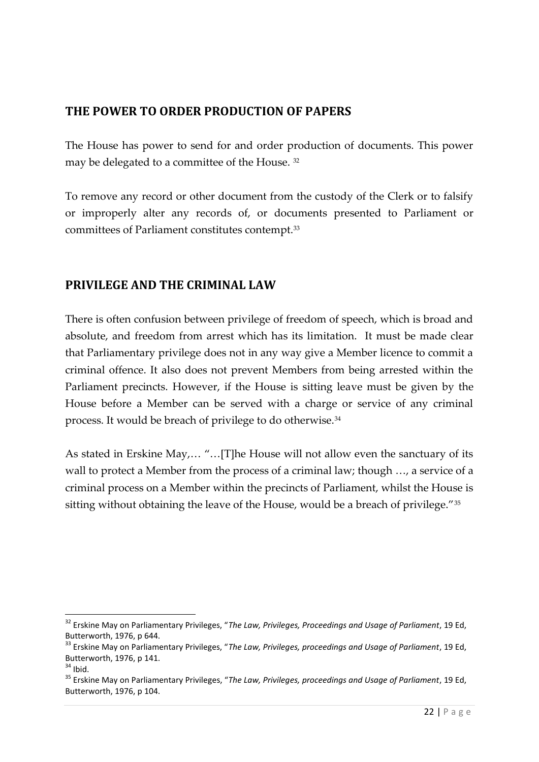## THE POWER TO ORDER PRODUCTION OF PAPERS

The House has power to send for and order production of documents. This power may be delegated to a committee of the House. [32]

To remove any record or other document from the custody of the Clerk or to falsify or improperly alter any records of, or documents presented to Parliament or committees of Parliament constitutes contempt.[33]

## PRIVILEGE AND THE CRIMINAL LAW

There is often confusion between privilege of freedom of speech, which is broad and absolute, and freedom from arrest which has its limitation. It must be made clear that Parliamentary privilege does not in any way give a Member licence to commit a criminal offence. It also does not prevent Members from being arrested within the Parliament precincts. However, if the House is sitting leave must be given by the House before a Member can be served with a charge or service of any criminal process. It would be breach of privilege to do otherwise.[34]

As stated in Erskine May,… "…[T]he House will not allow even the sanctuary of its wall to protect a Member from the process of a criminal law; though …, a service of a criminal process on a Member within the precincts of Parliament, whilst the House is sitting without obtaining the leave of the House, would be a breach of privilege."[35]

---

[32] Erskine May on Parliamentary Privileges, "*The Law, Privileges, Proceedings and Usage of Parliament*, 19 Ed, Butterworth, 1976, p 644.

[33] Erskine May on Parliamentary Privileges, "*The Law, Privileges, proceedings and Usage of Parliament*, 19 Ed, Butterworth, 1976, p 141.

[34] Ibid.

[35] Erskine May on Parliamentary Privileges, "*The Law, Privileges, proceedings and Usage of Parliament*, 19 Ed, Butterworth, 1976, p 104.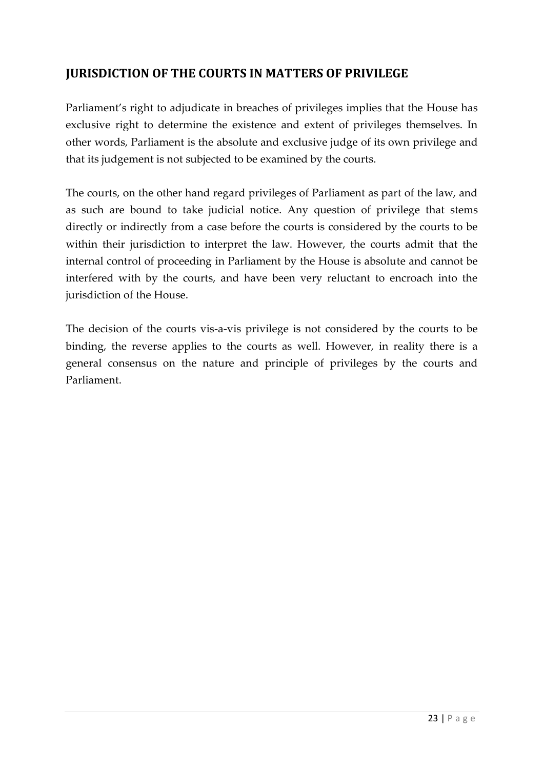## JURISDICTION OF THE COURTS IN MATTERS OF PRIVILEGE

Parliament's right to adjudicate in breaches of privileges implies that the House has exclusive right to determine the existence and extent of privileges themselves. In other words, Parliament is the absolute and exclusive judge of its own privilege and that its judgement is not subjected to be examined by the courts.

The courts, on the other hand regard privileges of Parliament as part of the law, and as such are bound to take judicial notice. Any question of privilege that stems directly or indirectly from a case before the courts is considered by the courts to be within their jurisdiction to interpret the law. However, the courts admit that the internal control of proceeding in Parliament by the House is absolute and cannot be interfered with by the courts, and have been very reluctant to encroach into the jurisdiction of the House.

The decision of the courts vis-a-vis privilege is not considered by the courts to be binding, the reverse applies to the courts as well. However, in reality there is a general consensus on the nature and principle of privileges by the courts and Parliament.